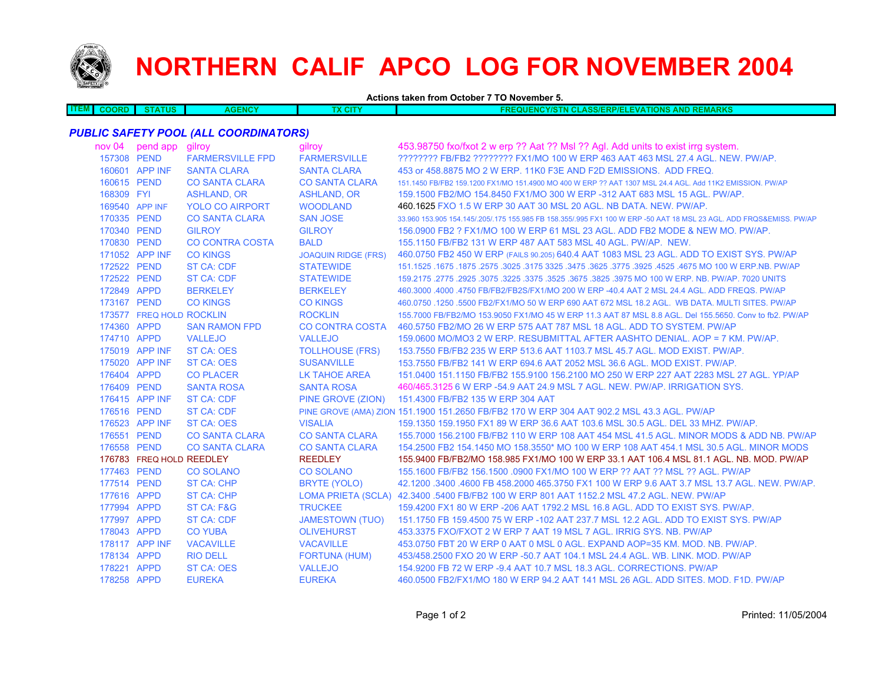# NORTHERN CALIF APCO LOG FOR NOVEMBER 2004

**Actions taken from October 7 TO November 5.**

| ITEM | COORD | STATUS | AGENCY | TX CITY | FREQUENCY/STN CLASS/ERP/ELEVATIONS AND REMARKS |
|---|---|---|---|---|---|

### *PUBLIC SAFETY POOL (ALL COORDINATORS)*

| ITEM | COORD | STATUS | AGENCY | TX CITY | FREQUENCY/STN CLASS/ERP/ELEVATIONS AND REMARKS |
|---|---|---|---|---|---|
| | nov 04 | pend app | gilroy | gilroy | 453.98750 fxo/fxot 2 w erp ?? Aat ?? Msl ?? Agl. Add units to exist irrg system. |
| | 157308 | PEND | FARMERSVILLE FPD | FARMERSVILLE | ???????? FB/FB2 ???????? FX1/MO 100 W ERP 463 AAT 463 MSL 27.4 AGL. NEW. PW/AP. |
| | 160601 | APP INF | SANTA CLARA | SANTA CLARA | 453 or 458.8875 MO 2 W ERP. 11K0 F3E AND F2D EMISSIONS. ADD FREQ. |
| | 160615 | PEND | CO SANTA CLARA | CO SANTA CLARA | 151.1450 FB/FB2 159.1200 FX1/MO 151.4900 MO 400 W ERP ?? AAT 1307 MSL 24.4 AGL. Add 11K2 EMISSION. PW/AP |
| | 168309 | FYI | ASHLAND, OR | ASHLAND, OR | 159.1500 FB2/MO 154.8450 FX1/MO 300 W ERP -312 AAT 683 MSL 15 AGL. PW/AP. |
| | 169540 | APP INF | YOLO CO AIRPORT | WOODLAND | 460.1625 FXO 1.5 W ERP 30 AAT 30 MSL 20 AGL. NB DATA. NEW. PW/AP. |
| | 170335 | PEND | CO SANTA CLARA | SAN JOSE | 33.960 153.905 154.145/.205/.175 155.985 FB 158.355/.995 FX1 100 W ERP -50 AAT 18 MSL 23 AGL. ADD FRQS&EMISS. PW/AP |
| | 170340 | PEND | GILROY | GILROY | 156.0900 FB2 ? FX1/MO 100 W ERP 61 MSL 23 AGL. ADD FB2 MODE & NEW MO. PW/AP. |
| | 170830 | PEND | CO CONTRA COSTA | BALD | 155.1150 FB/FB2 131 W ERP 487 AAT 583 MSL 40 AGL. PW/AP. NEW. |
| | 171052 | APP INF | CO KINGS | JOAQUIN RIDGE (FRS) | 460.0750 FB2 450 W ERP (FAILS 90.205) 640.4 AAT 1083 MSL 23 AGL. ADD TO EXIST SYS. PW/AP |
| | 172522 | PEND | ST CA: CDF | STATEWIDE | 151.1525 .1675 .1875 .2575 .3025 .3175 3325 .3475 .3625 .3775 .3925 .4525 .4675 MO 100 W ERP.NB. PW/AP |
| | 172522 | PEND | ST CA: CDF | STATEWIDE | 159.2175 .2775 .2925 .3075 .3225 .3375 .3525 .3675 .3825 .3975 MO 100 W ERP. NB. PW/AP. 7020 UNITS |
| | 172849 | APPD | BERKELEY | BERKELEY | 460.3000 .4000 .4750 FB/FB2/FB2S/FX1/MO 200 W ERP -40.4 AAT 2 MSL 24.4 AGL. ADD FREQS. PW/AP |
| | 173167 | PEND | CO KINGS | CO KINGS | 460.0750 .1250 .5500 FB2/FX1/MO 50 W ERP 690 AAT 672 MSL 18.2 AGL. WB DATA. MULTI SITES. PW/AP |
| | 173577 | FREQ HOLD | ROCKLIN | ROCKLIN | 155.7000 FB/FB2/MO 153.9050 FX1/MO 45 W ERP 11.3 AAT 87 MSL 8.8 AGL. Del 155.5650. Conv to fb2. PW/AP |
| | 174360 | APPD | SAN RAMON FPD | CO CONTRA COSTA | 460.5750 FB2/MO 26 W ERP 575 AAT 787 MSL 18 AGL. ADD TO SYSTEM. PW/AP |
| | 174710 | APPD | VALLEJO | VALLEJO | 159.0600 MO/MO3 2 W ERP. RESUBMITTAL AFTER AASHTO DENIAL. AOP = 7 KM. PW/AP. |
| | 175019 | APP INF | ST CA: OES | TOLLHOUSE (FRS) | 153.7550 FB/FB2 235 W ERP 513.6 AAT 1103.7 MSL 45.7 AGL. MOD EXIST. PW/AP. |
| | 175020 | APP INF | ST CA: OES | SUSANVILLE | 153.7550 FB/FB2 141 W ERP 694.6 AAT 2052 MSL 36.6 AGL. MOD EXIST. PW/AP. |
| | 176404 | APPD | CO PLACER | LK TAHOE AREA | 151.0400 151.1150 FB/FB2 155.9100 156.2100 MO 250 W ERP 227 AAT 2283 MSL 27 AGL. YP/AP |
| | 176409 | PEND | SANTA ROSA | SANTA ROSA | 460/465.3125 6 W ERP -54.9 AAT 24.9 MSL 7 AGL. NEW. PW/AP. IRRIGATION SYS. |
| | 176415 | APP INF | ST CA: CDF | PINE GROVE (ZION) | 151.4300 FB/FB2 135 W ERP 304 AAT |
| | 176516 | PEND | ST CA: CDF | PINE GROVE (AMA) ZION | 151.1900 151.2650 FB/FB2 170 W ERP 304 AAT 902.2 MSL 43.3 AGL. PW/AP |
| | 176523 | APP INF | ST CA: OES | VISALIA | 159.1350 159.1950 FX1 89 W ERP 36.6 AAT 103.6 MSL 30.5 AGL. DEL 33 MHZ. PW/AP. |
| | 176551 | PEND | CO SANTA CLARA | CO SANTA CLARA | 155.7000 156.2100 FB/FB2 110 W ERP 108 AAT 454 MSL 41.5 AGL. MINOR MODS & ADD NB. PW/AP |
| | 176558 | PEND | CO SANTA CLARA | CO SANTA CLARA | 154.2500 FB2 154.1450 MO 158.3550* MO 100 W ERP 108 AAT 454.1 MSL 30.5 AGL. MINOR MODS |
| | 176783 | FREQ HOLD | REEDLEY | REEDLEY | 155.9400 FB/FB2/MO 158.985 FX1/MO 100 W ERP 33.1 AAT 106.4 MSL 81.1 AGL. NB. MOD. PW/AP |
| | 177463 | PEND | CO SOLANO | CO SOLANO | 155.1600 FB/FB2 156.1500 .0900 FX1/MO 100 W ERP ?? AAT ?? MSL ?? AGL. PW/AP |
| | 177514 | PEND | ST CA: CHP | BRYTE (YOLO) | 42.1200 .3400 .4600 FB 458.2000 465.3750 FX1 100 W ERP 9.6 AAT 3.7 MSL 13.7 AGL. NEW. PW/AP. |
| | 177616 | APPD | ST CA: CHP | LOMA PRIETA (SCLA) | 42.3400 .5400 FB/FB2 100 W ERP 801 AAT 1152.2 MSL 47.2 AGL. NEW. PW/AP |
| | 177994 | APPD | ST CA: F&G | TRUCKEE | 159.4200 FX1 80 W ERP -206 AAT 1792.2 MSL 16.8 AGL. ADD TO EXIST SYS. PW/AP. |
| | 177997 | APPD | ST CA: CDF | JAMESTOWN (TUO) | 151.1750 FB 159.4500 75 W ERP -102 AAT 237.7 MSL 12.2 AGL. ADD TO EXIST SYS. PW/AP |
| | 178043 | APPD | CO YUBA | OLIVEHURST | 453.3375 FXO/FXOT 2 W ERP 7 AAT 19 MSL 7 AGL. IRRIG SYS. NB. PW/AP |
| | 178117 | APP INF | VACAVILLE | VACAVILLE | 453.0750 FBT 20 W ERP 0 AAT 0 MSL 0 AGL. EXPAND AOP=35 KM. MOD. NB. PW/AP. |
| | 178134 | APPD | RIO DELL | FORTUNA (HUM) | 453/458.2500 FXO 20 W ERP -50.7 AAT 104.1 MSL 24.4 AGL. WB. LINK. MOD. PW/AP |
| | 178221 | APPD | ST CA: OES | VALLEJO | 154.9200 FB 72 W ERP -9.4 AAT 10.7 MSL 18.3 AGL. CORRECTIONS. PW/AP |
| | 178258 | APPD | EUREKA | EUREKA | 460.0500 FB2/FX1/MO 180 W ERP 94.2 AAT 141 MSL 26 AGL. ADD SITES. MOD. F1D. PW/AP |

Printed: 11/05/2004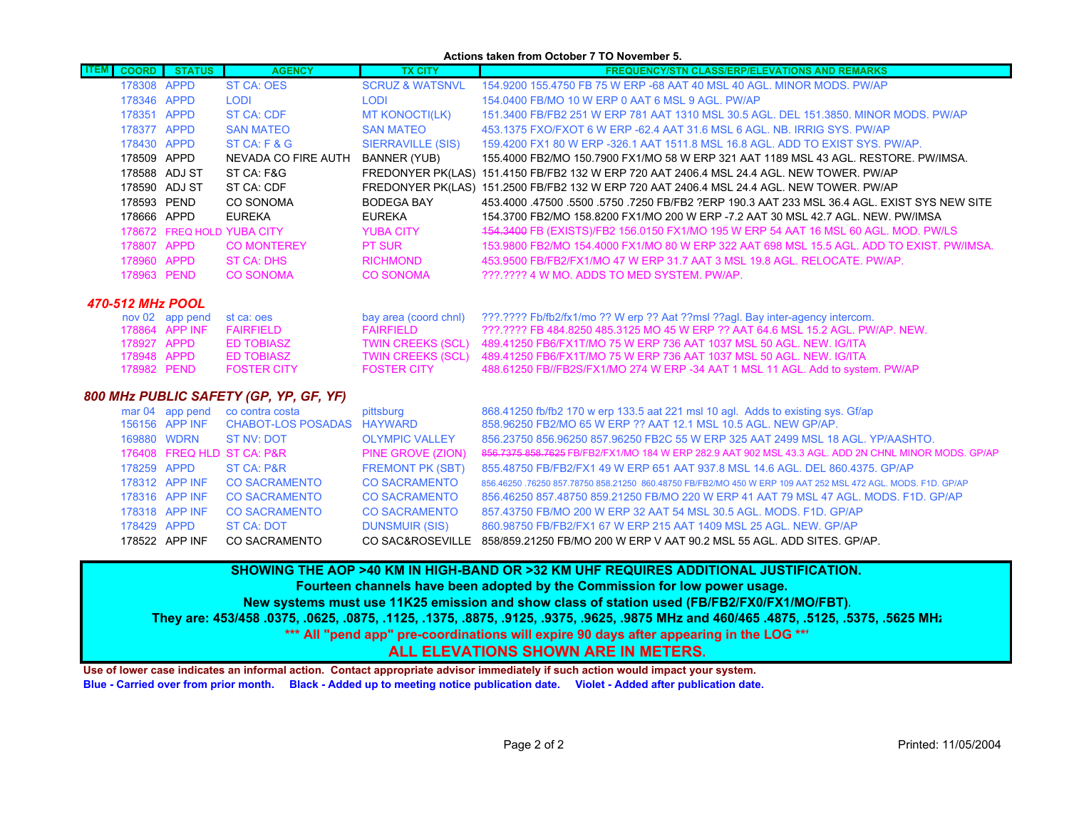**Actions taken from October 7 TO November 5.**

| ITEM | COORD | STATUS | AGENCY | TX CITY | FREQUENCY/STN CLASS/ERP/ELEVATIONS AND REMARKS |
|---|---|---|---|---|---|
| | 178308 | APPD | ST CA: OES | SCRUZ & WATSNVL | 154.9200 155.4750 FB 75 W ERP -68 AAT 40 MSL 40 AGL. MINOR MODS. PW/AP |
| | 178346 | APPD | LODI | LODI | 154.0400 FB/MO 10 W ERP 0 AAT 6 MSL 9 AGL. PW/AP |
| | 178351 | APPD | ST CA: CDF | MT KONOCTI(LK) | 151.3400 FB/FB2 251 W ERP 781 AAT 1310 MSL 30.5 AGL. DEL 151.3850. MINOR MODS. PW/AP |
| | 178377 | APPD | SAN MATEO | SAN MATEO | 453.1375 FXO/FXOT 6 W ERP -62.4 AAT 31.6 MSL 6 AGL. NB. IRRIG SYS. PW/AP |
| | 178430 | APPD | ST CA: F & G | SIERRAVILLE (SIS) | 159.4200 FX1 80 W ERP -326.1 AAT 1511.8 MSL 16.8 AGL. ADD TO EXIST SYS. PW/AP. |
| | 178509 | APPD | NEVADA CO FIRE AUTH | BANNER (YUB) | 155.4000 FB2/MO 150.7900 FX1/MO 58 W ERP 321 AAT 1189 MSL 43 AGL. RESTORE. PW/IMSA. |
| | 178588 | ADJ ST | ST CA: F&G | FREDONYER PK(LAS) | 151.4150 FB/FB2 132 W ERP 720 AAT 2406.4 MSL 24.4 AGL. NEW TOWER. PW/AP |
| | 178590 | ADJ ST | ST CA: CDF | FREDONYER PK(LAS) | 151.2500 FB/FB2 132 W ERP 720 AAT 2406.4 MSL 24.4 AGL. NEW TOWER. PW/AP |
| | 178593 | PEND | CO SONOMA | BODEGA BAY | 453.4000 .47500 .5500 .5750 .7250 FB/FB2 ?ERP 190.3 AAT 233 MSL 36.4 AGL. EXIST SYS NEW SITE |
| | 178666 | APPD | EUREKA | EUREKA | 154.3700 FB2/MO 158.8200 FX1/MO 200 W ERP -7.2 AAT 30 MSL 42.7 AGL. NEW. PW/IMSA |
| | 178672 | FREQ HOLD | YUBA CITY | YUBA CITY | ~~154.3400~~ FB (EXISTS)/FB2 156.0150 FX1/MO 195 W ERP 54 AAT 16 MSL 60 AGL. MOD. PW/LS |
| | 178807 | APPD | CO MONTEREY | PT SUR | 153.9800 FB2/MO 154.4000 FX1/MO 80 W ERP 322 AAT 698 MSL 15.5 AGL. ADD TO EXIST. PW/IMSA. |
| | 178960 | APPD | ST CA: DHS | RICHMOND | 453.9500 FB/FB2/FX1/MO 47 W ERP 31.7 AAT 3 MSL 19.8 AGL. RELOCATE. PW/AP. |
| | 178963 | PEND | CO SONOMA | CO SONOMA | ???.???? 4 W MO. ADDS TO MED SYSTEM. PW/AP. |
| ***470-512 MHz POOL*** | | | | | |
| | nov 02 | app pend | st ca: oes | bay area (coord chnl) | ???.???? Fb/fb2/fx1/mo ?? W erp ?? Aat ??msl ??agl. Bay inter-agency intercom. |
| | 178864 | APP INF | FAIRFIELD | FAIRFIELD | ???.???? FB 484.8250 485.3125 MO 45 W ERP ?? AAT 64.6 MSL 15.2 AGL. PW/AP. NEW. |
| | 178927 | APPD | ED TOBIASZ | TWIN CREEKS (SCL) | 489.41250 FB6/FX1T/MO 75 W ERP 736 AAT 1037 MSL 50 AGL. NEW. IG/ITA |
| | 178948 | APPD | ED TOBIASZ | TWIN CREEKS (SCL) | 489.41250 FB6/FX1T/MO 75 W ERP 736 AAT 1037 MSL 50 AGL. NEW. IG/ITA |
| | 178982 | PEND | FOSTER CITY | FOSTER CITY | 488.61250 FB//FB2S/FX1/MO 274 W ERP -34 AAT 1 MSL 11 AGL. Add to system. PW/AP |
| ***800 MHz PUBLIC SAFETY (GP, YP, GF, YF)*** | | | | | |
| | mar 04 | app pend | co contra costa | pittsburg | 868.41250 fb/fb2 170 w erp 133.5 aat 221 msl 10 agl. Adds to existing sys. Gf/ap |
| | 156156 | APP INF | CHABOT-LOS POSADAS | HAYWARD | 858.96250 FB2/MO 65 W ERP ?? AAT 12.1 MSL 10.5 AGL. NEW GP/AP. |
| | 169880 | WDRN | ST NV: DOT | OLYMPIC VALLEY | 856.23750 856.96250 857.96250 FB2C 55 W ERP 325 AAT 2499 MSL 18 AGL. YP/AASHTO. |
| | 176408 | FREQ HLD | ST CA: P&R | PINE GROVE (ZION) | ~~856.7375 858.7625~~ FB/FB2/FX1/MO 184 W ERP 282.9 AAT 902 MSL 43.3 AGL. ADD 2N CHNL MINOR MODS. GP/AP |
| | 178259 | APPD | ST CA: P&R | FREMONT PK (SBT) | 855.48750 FB/FB2/FX1 49 W ERP 651 AAT 937.8 MSL 14.6 AGL. DEL 860.4375. GP/AP |
| | 178312 | APP INF | CO SACRAMENTO | CO SACRAMENTO | 856.46250 .76250 857.78750 858.21250 860.48750 FB/FB2/MO 450 W ERP 109 AAT 252 MSL 472 AGL. MODS. F1D. GP/AP |
| | 178316 | APP INF | CO SACRAMENTO | CO SACRAMENTO | 856.46250 857.48750 859.21250 FB/MO 220 W ERP 41 AAT 79 MSL 47 AGL. MODS. F1D. GP/AP |
| | 178318 | APP INF | CO SACRAMENTO | CO SACRAMENTO | 857.43750 FB/MO 200 W ERP 32 AAT 54 MSL 30.5 AGL. MODS. F1D. GP/AP |
| | 178429 | APPD | ST CA: DOT | DUNSMUIR (SIS) | 860.98750 FB/FB2/FX1 67 W ERP 215 AAT 1409 MSL 25 AGL. NEW. GP/AP |
| | 178522 | APP INF | CO SACRAMENTO | CO SAC&ROSEVILLE | 858/859.21250 FB/MO 200 W ERP V AAT 90.2 MSL 55 AGL. ADD SITES. GP/AP. |

**SHOWING THE AOP >40 KM IN HIGH-BAND OR >32 KM UHF REQUIRES ADDITIONAL JUSTIFICATION.**

**Fourteen channels have been adopted by the Commission for low power usage.**

**New systems must use 11K25 emission and show class of station used (FB/FB2/FX0/FX1/MO/FBT).**

**They are: 453/458 .0375, .0625, .0875, .1125, .1375, .8875, .9125, .9375, .9625, .9875 MHz and 460/465 .4875, .5125, .5375, .5625 MHz**

**\*\*\* All "pend app" pre-coordinations will expire 90 days after appearing in the LOG \*\*\***

**ALL ELEVATIONS SHOWN ARE IN METERS.**

**Use of lower case indicates an informal action. Contact appropriate advisor immediately if such action would impact your system.**

**Blue - Carried over from prior month. Black - Added up to meeting notice publication date. Violet - Added after publication date.**

Printed: 11/05/2004